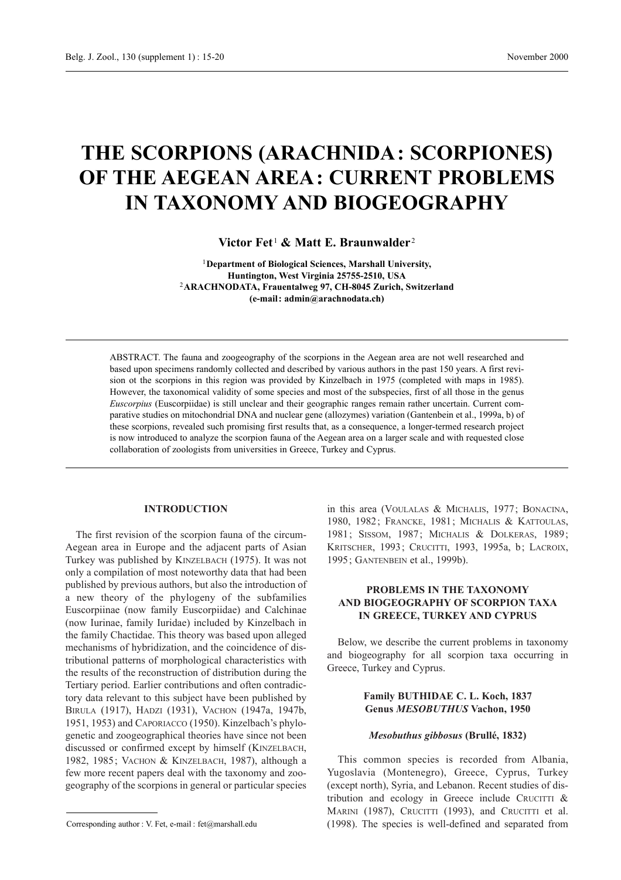# THE SCORPIONS (ARACHNIDA: SCORPIONES) OF THE AEGEAN AREA: CURRENT PROBLEMS IN TAXONOMY AND BIOGEOGRAPHY

**Victor Fet**[1] **& Matt E. Braunwalder**[2]

[1] **Department of Biological Sciences, Marshall University, Huntington, West Virginia 25755-2510, USA**
[2] **ARACHNODATA, Frauentalweg 97, CH-8045 Zurich, Switzerland (e-mail: admin@arachnodata.ch)**

ABSTRACT. The fauna and zoogeography of the scorpions in the Aegean area are not well researched and based upon specimens randomly collected and described by various authors in the past 150 years. A first revision ot the scorpions in this region was provided by Kinzelbach in 1975 (completed with maps in 1985). However, the taxonomical validity of some species and most of the subspecies, first of all those in the genus *Euscorpius* (Euscorpiidae) is still unclear and their geographic ranges remain rather uncertain. Current comparative studies on mitochondrial DNA and nuclear gene (allozymes) variation (Gantenbein et al., 1999a, b) of these scorpions, revealed such promising first results that, as a consequence, a longer-termed research project is now introduced to analyze the scorpion fauna of the Aegean area on a larger scale and with requested close collaboration of zoologists from universities in Greece, Turkey and Cyprus.

## INTRODUCTION

The first revision of the scorpion fauna of the circum-Aegean area in Europe and the adjacent parts of Asian Turkey was published by Kinzelbach (1975). It was not only a compilation of most noteworthy data that had been published by previous authors, but also the introduction of a new theory of the phylogeny of the subfamilies Euscorpiinae (now family Euscorpiidae) and Calchinae (now Iurinae, family Iuridae) included by Kinzelbach in the family Chactidae. This theory was based upon alleged mechanisms of hybridization, and the coincidence of distributional patterns of morphological characteristics with the results of the reconstruction of distribution during the Tertiary period. Earlier contributions and often contradictory data relevant to this subject have been published by Birula (1917), Hadzi (1931), Vachon (1947a, 1947b, 1951, 1953) and Caporiacco (1950). Kinzelbach's phylogenetic and zoogeographical theories have since not been discussed or confirmed except by himself (Kinzelbach, 1982, 1985; Vachon & Kinzelbach, 1987), although a few more recent papers deal with the taxonomy and zoogeography of the scorpions in general or particular species in this area (Voulalas & Michalis, 1977; Bonacina, 1980, 1982; Francke, 1981; Michalis & Kattoulas, 1981; Sissom, 1987; Michalis & Dolkeras, 1989; Kritscher, 1993; Crucitti, 1993, 1995a, b; Lacroix, 1995; Gantenbein et al., 1999b).

## PROBLEMS IN THE TAXONOMY AND BIOGEOGRAPHY OF SCORPION TAXA IN GREECE, TURKEY AND CYPRUS

Below, we describe the current problems in taxonomy and biogeography for all scorpion taxa occurring in Greece, Turkey and Cyprus.

### Family BUTHIDAE C. L. Koch, 1837
### Genus *MESOBUTHUS* Vachon, 1950

#### *Mesobuthus gibbosus* (Brullé, 1832)

This common species is recorded from Albania, Yugoslavia (Montenegro), Greece, Cyprus, Turkey (except north), Syria, and Lebanon. Recent studies of distribution and ecology in Greece include Crucitti & Marini (1987), Crucitti (1993), and Crucitti et al. (1998). The species is well-defined and separated from

Corresponding author: V. Fet, e-mail: fet@marshall.edu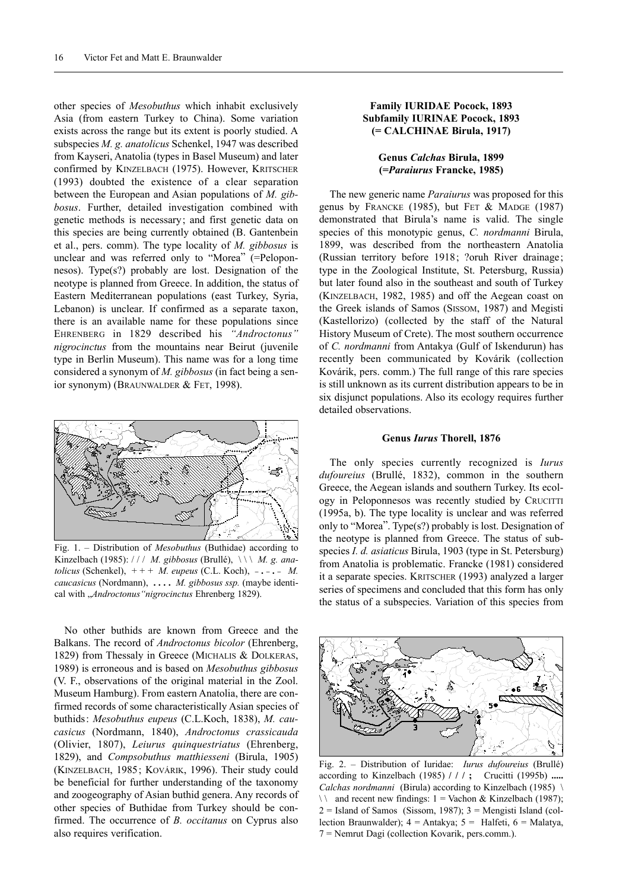other species of *Mesobuthus* which inhabit exclusively Asia (from eastern Turkey to China). Some variation exists across the range but its extent is poorly studied. A subspecies *M. g. anatolicus* Schenkel, 1947 was described from Kayseri, Anatolia (types in Basel Museum) and later confirmed by KINZELBACH (1975). However, KRITSCHER (1993) doubted the existence of a clear separation between the European and Asian populations of *M. gibbosus*. Further, detailed investigation combined with genetic methods is necessary; and first genetic data on this species are being currently obtained (B. Gantenbein et al., pers. comm). The type locality of *M. gibbosus* is unclear and was referred only to "Morea" (=Peloponnesos). Type(s?) probably are lost. Designation of the neotype is planned from Greece. In addition, the status of Eastern Mediterranean populations (east Turkey, Syria, Lebanon) is unclear. If confirmed as a separate taxon, there is an available name for these populations since EHRENBERG in 1829 described his *"Androctonus" nigrocinctus* from the mountains near Beirut (juvenile type in Berlin Museum). This name was for a long time considered a synonym of *M. gibbosus* (in fact being a senior synonym) (BRAUNWALDER & FET, 1998).

Fig. 1. – Distribution of *Mesobuthus* (Buthidae) according to Kinzelbach (1985): / / / *M. gibbosus* (Brullé), \ \ \ *M. g. anatolicus* (Schenkel), + + + *M. eupeus* (C.L. Koch), – . – . – *M. caucasicus* (Nordmann), . . . . *M. gibbosus ssp.* (maybe identical with „*Androctonus"nigrocinctus* Ehrenberg 1829).

No other buthids are known from Greece and the Balkans. The record of *Androctonus bicolor* (Ehrenberg, 1829) from Thessaly in Greece (MICHALIS & DOLKERAS, 1989) is erroneous and is based on *Mesobuthus gibbosus* (V. F., observations of the original material in the Zool. Museum Hamburg). From eastern Anatolia, there are confirmed records of some characteristically Asian species of buthids: *Mesobuthus eupeus* (C.L.Koch, 1838), *M. caucasicus* (Nordmann, 1840), *Androctonus crassicauda* (Olivier, 1807), *Leiurus quinquestriatus* (Ehrenberg, 1829), and *Compsobuthus matthiesseni* (Birula, 1905) (KINZELBACH, 1985; KOVÁRIK, 1996). Their study could be beneficial for further understanding of the taxonomy and zoogeography of Asian buthid genera. Any records of other species of Buthidae from Turkey should be confirmed. The occurrence of *B. occitanus* on Cyprus also also requires verification.

**Family IURIDAE Pocock, 1893**
**Subfamily IURINAE Pocock, 1893**
**(= CALCHINAE Birula, 1917)**

**Genus *Calchas* Birula, 1899**
**(=*Paraiurus* Francke, 1985)**

The new generic name *Paraiurus* was proposed for this genus by FRANCKE (1985), but FET & MADGE (1987) demonstrated that Birula's name is valid. The single species of this monotypic genus, *C. nordmanni* Birula, 1899, was described from the northeastern Anatolia (Russian territory before 1918; ?oruh River drainage; type in the Zoological Institute, St. Petersburg, Russia) but later found also in the southeast and south of Turkey (KINZELBACH, 1982, 1985) and off the Aegean coast on the Greek islands of Samos (SISSOM, 1987) and Megisti (Kastellorizo) (collected by the staff of the Natural History Museum of Crete). The most southern occurrence of *C. nordmanni* from Antakya (Gulf of Iskendurun) has recently been communicated by Kovárik (collection Kovárik, pers. comm.) The full range of this rare species is still unknown as its current distribution appears to be in six disjunct populations. Also its ecology requires further detailed observations.

**Genus *Iurus* Thorell, 1876**

The only species currently recognized is *Iurus dufoureius* (Brullé, 1832), common in the southern Greece, the Aegean islands and southern Turkey. Its ecology in Peloponnesos was recently studied by CRUCITTI (1995a, b). The type locality is unclear and was referred only to "Morea". Type(s?) probably is lost. Designation of the neotype is planned from Greece. The status of subspecies *I. d. asiaticus* Birula, 1903 (type in St. Petersburg) from Anatolia is problematic. Francke (1981) considered it a separate species. KRITSCHER (1993) analyzed a larger series of specimens and concluded that this form has only the status of a subspecies. Variation of this species from

Fig. 2. – Distribution of Iuridae: *Iurus dufoureius* (Brullé) according to Kinzelbach (1985) / / / ; Crucitti (1995b) ..... *Calchas nordmanni* (Birula) according to Kinzelbach (1985) \ \ \ and recent new findings: 1 = Vachon & Kinzelbach (1987); 2 = Island of Samos (Sissom, 1987); 3 = Mengisti Island (collection Braunwalder); 4 = Antakya; 5 = Halfeti, 6 = Malatya, 7 = Nemrut Dagi (collection Kovarik, pers.comm.).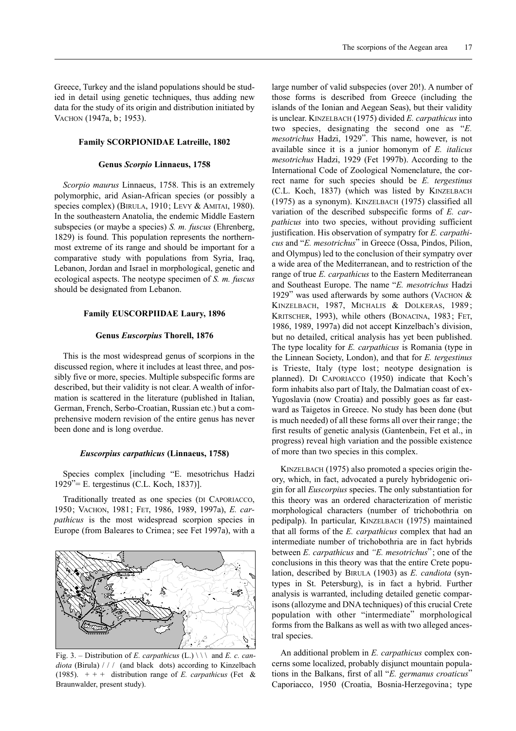Greece, Turkey and the island populations should be studied in detail using genetic techniques, thus adding new data for the study of its origin and distribution initiated by VACHON (1947a, b; 1953).

#### Family SCORPIONIDAE Latreille, 1802

#### Genus *Scorpio* Linnaeus, 1758

*Scorpio maurus* Linnaeus, 1758. This is an extremely polymorphic, arid Asian-African species (or possibly a species complex) (BIRULA, 1910; LEVY & AMITAI, 1980). In the southeastern Anatolia, the endemic Middle Eastern subspecies (or maybe a species) *S. m. fuscus* (Ehrenberg, 1829) is found. This population represents the northernmost extreme of its range and should be important for a comparative study with populations from Syria, Iraq, Lebanon, Jordan and Israel in morphological, genetic and ecological aspects. The neotype specimen of *S. m. fuscus* should be designated from Lebanon.

#### Family EUSCORPIIDAE Laury, 1896

#### Genus *Euscorpius* Thorell, 1876

This is the most widespread genus of scorpions in the discussed region, where it includes at least three, and possibly five or more, species. Multiple subspecific forms are described, but their validity is not clear. A wealth of information is scattered in the literature (published in Italian, German, French, Serbo-Croatian, Russian etc.) but a comprehensive modern revision of the entire genus has never been done and is long overdue.

#### *Euscorpius carpathicus* (Linnaeus, 1758)

Species complex [including "E. mesotrichus Hadzi 1929"= E. tergestinus (C.L. Koch, 1837)].

Traditionally treated as one species (DI CAPORIACCO, 1950; VACHON, 1981; FET, 1986, 1989, 1997a), *E. carpathicus* is the most widespread scorpion species in Europe (from Baleares to Crimea; see Fet 1997a), with a large number of valid subspecies (over 20!). A number of those forms is described from Greece (including the islands of the Ionian and Aegean Seas), but their validity is unclear. KINZELBACH (1975) divided *E. carpathicus* into two species, designating the second one as "*E. mesotrichus* Hadzi, 1929". This name, however, is not available since it is a junior homonym of *E. italicus mesotrichus* Hadzi, 1929 (Fet 1997b). According to the International Code of Zoological Nomenclature, the correct name for such species should be *E. tergestinus* (C.L. Koch, 1837) (which was listed by KINZELBACH (1975) as a synonym). KINZELBACH (1975) classified all variation of the described subspecific forms of *E. carpathicus* into two species, without providing sufficient justification. His observation of sympatry for *E. carpathicus* and "*E. mesotrichus*" in Greece (Ossa, Pindos, Pilion, and Olympus) led to the conclusion of their sympatry over a wide area of the Mediterranean, and to restriction of the range of true *E. carpathicus* to the Eastern Mediterranean and Southeast Europe. The name "*E. mesotrichus* Hadzi 1929" was used afterwards by some authors (VACHON & KINZELBACH, 1987, MICHALIS & DOLKERAS, 1989; KRITSCHER, 1993), while others (BONACINA, 1983; FET, 1986, 1989, 1997a) did not accept Kinzelbach's division, but no detailed, critical analysis has yet been published. The type locality for *E. carpathicus* is Romania (type in the Linnean Society, London), and that for *E. tergestinus* is Trieste, Italy (type lost; neotype designation is planned). DI CAPORIACCO (1950) indicate that Koch's form inhabits also part of Italy, the Dalmatian coast of ex-Yugoslavia (now Croatia) and possibly goes as far eastward as Taigetos in Greece. No study has been done (but is much needed) of all these forms all over their range; the first results of genetic analysis (Gantenbein, Fet et al., in progress) reveal high variation and the possible existence of more than two species in this complex.

Fig. 3. – Distribution of *E. carpathicus* (L.) \ \ \ and *E. c. candiota* (Birula) / / / (and black dots) according to Kinzelbach (1985). + + + distribution range of *E. carpathicus* (Fet & Braunwalder, present study).

KINZELBACH (1975) also promoted a species origin theory, which, in fact, advocated a purely hybridogenic origin for all *Euscorpius* species. The only substantiation for this theory was an ordered characterization of meristic morphological characters (number of trichobothria on pedipalp). In particular, KINZELBACH (1975) maintained that all forms of the *E. carpathicus* complex that had an intermediate number of trichobothria are in fact hybrids between *E. carpathicus* and *"E. mesotrichus*"; one of the conclusions in this theory was that the entire Crete population, described by BIRULA (1903) as *E. candiota* (syntypes in St. Petersburg), is in fact a hybrid. Further analysis is warranted, including detailed genetic comparisons (allozyme and DNA techniques) of this crucial Crete population with other "intermediate" morphological forms from the Balkans as well as with two alleged ancestral species.

An additional problem in *E. carpathicus* complex concerns some localized, probably disjunct mountain populations in the Balkans, first of all "*E. germanus croaticus*" Caporiacco, 1950 (Croatia, Bosnia-Herzegovina; type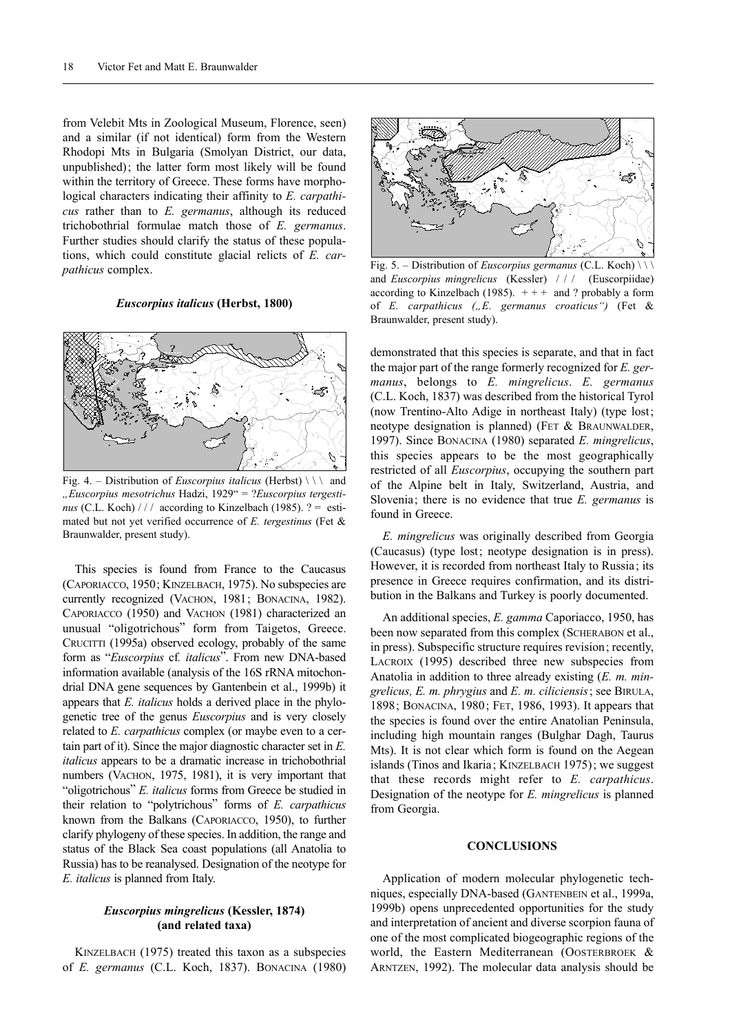from Velebit Mts in Zoological Museum, Florence, seen) and a similar (if not identical) form from the Western Rhodopi Mts in Bulgaria (Smolyan District, our data, unpublished); the latter form most likely will be found within the territory of Greece. These forms have morphological characters indicating their affinity to *E. carpathicus* rather than to *E. germanus*, although its reduced trichobothrial formulae match those of *E. germanus*. Further studies should clarify the status of these populations, which could constitute glacial relicts of *E. carpathicus* complex.

### *Euscorpius italicus* (Herbst, 1800)

Fig. 4. – Distribution of *Euscorpius italicus* (Herbst) \ \ \ and *„Euscorpius mesotrichus* Hadzi, 1929" = ?*Euscorpius tergestinus* (C.L. Koch) / / / according to Kinzelbach (1985). ? = estimated but not yet verified occurrence of *E. tergestinus* (Fet & Braunwalder, present study).

This species is found from France to the Caucasus (Caporiacco, 1950; Kinzelbach, 1975). No subspecies are currently recognized (Vachon, 1981; Bonacina, 1982). Caporiacco (1950) and Vachon (1981) characterized an unusual "oligotrichous" form from Taigetos, Greece. Crucitti (1995a) observed ecology, probably of the same form as "*Euscorpius* cf*. italicus*". From new DNA-based information available (analysis of the 16S rRNA mitochondrial DNA gene sequences by Gantenbein et al., 1999b) it appears that *E. italicus* holds a derived place in the phylogenetic tree of the genus *Euscorpius* and is very closely related to *E. carpathicus* complex (or maybe even to a certain part of it). Since the major diagnostic character set in *E. italicus* appears to be a dramatic increase in trichobothrial numbers (Vachon, 1975, 1981), it is very important that "oligotrichous" *E. italicus* forms from Greece be studied in their relation to "polytrichous" forms of *E. carpathicus* known from the Balkans (Caporiacco, 1950), to further clarify phylogeny of these species. In addition, the range and status of the Black Sea coast populations (all Anatolia to Russia) has to be reanalysed. Designation of the neotype for *E. italicus* is planned from Italy.

### *Euscorpius mingrelicus* (Kessler, 1874) (and related taxa)

Kinzelbach (1975) treated this taxon as a subspecies of *E. germanus* (C.L. Koch, 1837). Bonacina (1980) demonstrated that this species is separate, and that in fact the major part of the range formerly recognized for *E. germanus*, belongs to *E. mingrelicus*. *E. germanus* (C.L. Koch, 1837) was described from the historical Tyrol (now Trentino-Alto Adige in northeast Italy) (type lost; neotype designation is planned) (Fet & Braunwalder, 1997). Since Bonacina (1980) separated *E. mingrelicus*, this species appears to be the most geographically restricted of all *Euscorpius*, occupying the southern part of the Alpine belt in Italy, Switzerland, Austria, and Slovenia; there is no evidence that true *E. germanus* is found in Greece.

Fig. 5. – Distribution of *Euscorpius germanus* (C.L. Koch) \ \ \ and *Euscorpius mingrelicus* (Kessler) / / / (Euscorpiidae) according to Kinzelbach (1985). + + + and ? probably a form of *E. carpathicus („E. germanus croaticus")* (Fet & Braunwalder, present study).

*E. mingrelicus* was originally described from Georgia (Caucasus) (type lost; neotype designation is in press). However, it is recorded from northeast Italy to Russia; its presence in Greece requires confirmation, and its distribution in the Balkans and Turkey is poorly documented.

An additional species, *E. gamma* Caporiacco, 1950, has been now separated from this complex (Scherabon et al., in press). Subspecific structure requires revision; recently, Lacroix (1995) described three new subspecies from Anatolia in addition to three already existing (*E. m. mingrelicus, E. m. phrygius* and *E. m. ciliciensis*; see Birula, 1898; Bonacina, 1980; Fet, 1986, 1993). It appears that the species is found over the entire Anatolian Peninsula, including high mountain ranges (Bulghar Dagh, Taurus Mts). It is not clear which form is found on the Aegean islands (Tinos and Ikaria; Kinzelbach 1975); we suggest that these records might refer to *E. carpathicus*. Designation of the neotype for *E. mingrelicus* is planned from Georgia.

## CONCLUSIONS

Application of modern molecular phylogenetic techniques, especially DNA-based (Gantenbein et al., 1999a, 1999b) opens unprecedented opportunities for the study and interpretation of ancient and diverse scorpion fauna of one of the most complicated biogeographic regions of the world, the Eastern Mediterranean (Oosterbroek & Arntzen, 1992). The molecular data analysis should be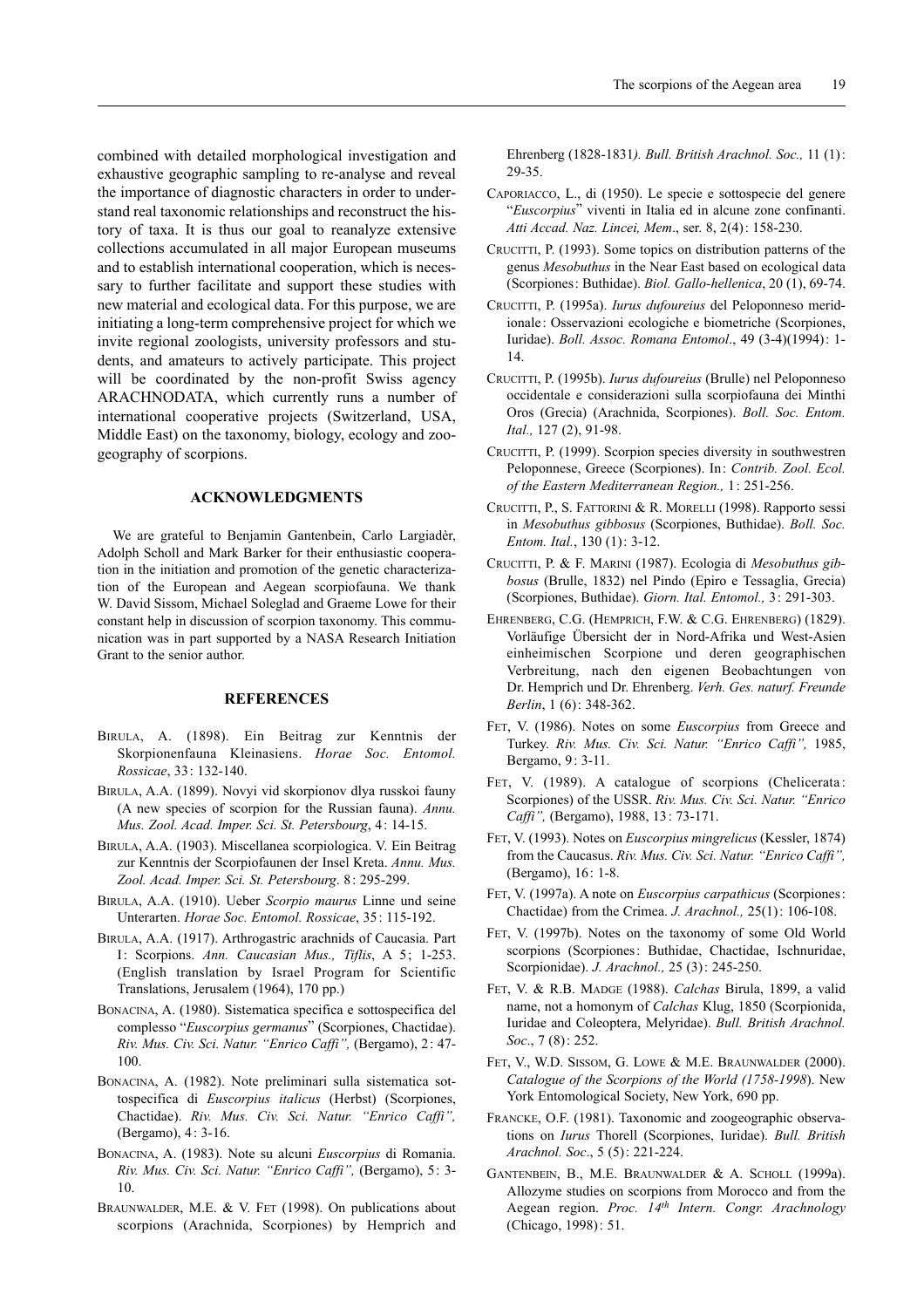combined with detailed morphological investigation and exhaustive geographic sampling to re-analyse and reveal the importance of diagnostic characters in order to understand real taxonomic relationships and reconstruct the history of taxa. It is thus our goal to reanalyze extensive collections accumulated in all major European museums and to establish international cooperation, which is necessary to further facilitate and support these studies with new material and ecological data. For this purpose, we are initiating a long-term comprehensive project for which we invite regional zoologists, university professors and students, and amateurs to actively participate. This project will be coordinated by the non-profit Swiss agency ARACHNODATA, which currently runs a number of international cooperative projects (Switzerland, USA, Middle East) on the taxonomy, biology, ecology and zoogeography of scorpions.

## ACKNOWLEDGMENTS

We are grateful to Benjamin Gantenbein, Carlo Largiadèr, Adolph Scholl and Mark Barker for their enthusiastic cooperation in the initiation and promotion of the genetic characterization of the European and Aegean scorpiofauna. We thank W. David Sissom, Michael Soleglad and Graeme Lowe for their constant help in discussion of scorpion taxonomy. This communication was in part supported by a NASA Research Initiation Grant to the senior author.

## REFERENCES

BIRULA, A. (1898). Ein Beitrag zur Kenntnis der Skorpionenfauna Kleinasiens. *Horae Soc. Entomol. Rossicae*, 33: 132-140.

BIRULA, A.A. (1899). Novyi vid skorpionov dlya russkoi fauny (A new species of scorpion for the Russian fauna). *Annu. Mus. Zool. Acad. Imper. Sci. St. Petersbourg*, 4: 14-15.

BIRULA, A.A. (1903). Miscellanea scorpiologica. V. Ein Beitrag zur Kenntnis der Scorpiofaunen der Insel Kreta. *Annu. Mus. Zool. Acad. Imper. Sci. St. Petersbourg*. 8: 295-299.

BIRULA, A.A. (1910). Ueber *Scorpio maurus* Linne und seine Unterarten. *Horae Soc. Entomol. Rossicae*, 35: 115-192.

BIRULA, A.A. (1917). Arthrogastric arachnids of Caucasia. Part I: Scorpions. *Ann. Caucasian Mus., Tiflis*, A 5; 1-253. (English translation by Israel Program for Scientific Translations, Jerusalem (1964), 170 pp.)

BONACINA, A. (1980). Sistematica specifica e sottospecifica del complesso "*Euscorpius germanus*" (Scorpiones, Chactidae). *Riv. Mus. Civ. Sci. Natur. "Enrico Caffi",* (Bergamo), 2: 47-100.

BONACINA, A. (1982). Note preliminari sulla sistematica sottospecifica di *Euscorpius italicus* (Herbst) (Scorpiones, Chactidae). *Riv. Mus. Civ. Sci. Natur. "Enrico Caffi",* (Bergamo), 4: 3-16.

BONACINA, A. (1983). Note su alcuni *Euscorpius* di Romania. *Riv. Mus. Civ. Sci. Natur. "Enrico Caffi",* (Bergamo), 5: 3-10.

BRAUNWALDER, M.E. & V. FET (1998). On publications about scorpions (Arachnida, Scorpiones) by Hemprich and Ehrenberg (1828-1831*). Bull. British Arachnol. Soc.,* 11 (1): 29-35.

CAPORIACCO, L., di (1950). Le specie e sottospecie del genere "*Euscorpius*" viventi in Italia ed in alcune zone confinanti. *Atti Accad. Naz. Lincei, Mem*., ser. 8, 2(4): 158-230.

CRUCITTI, P. (1993). Some topics on distribution patterns of the genus *Mesobuthus* in the Near East based on ecological data (Scorpiones: Buthidae). *Biol. Gallo-hellenica*, 20 (1), 69-74.

CRUCITTI, P. (1995a). *Iurus dufoureius* del Peloponneso meridionale: Osservazioni ecologiche e biometriche (Scorpiones, Iuridae). *Boll. Assoc. Romana Entomol*., 49 (3-4)(1994): 1-14.

CRUCITTI, P. (1995b). *Iurus dufoureius* (Brulle) nel Peloponneso occidentale e considerazioni sulla scorpiofauna dei Minthi Oros (Grecia) (Arachnida, Scorpiones). *Boll. Soc. Entom. Ital.,* 127 (2), 91-98.

CRUCITTI, P. (1999). Scorpion species diversity in southwestren Peloponnese, Greece (Scorpiones). In: *Contrib. Zool. Ecol. of the Eastern Mediterranean Region.,* 1: 251-256.

CRUCITTI, P., S. FATTORINI & R. MORELLI (1998). Rapporto sessi in *Mesobuthus gibbosus* (Scorpiones, Buthidae). *Boll. Soc. Entom. Ital.*, 130 (1): 3-12.

CRUCITTI, P. & F. MARINI (1987). Ecologia di *Mesobuthus gibbosus* (Brulle, 1832) nel Pindo (Epiro e Tessaglia, Grecia) (Scorpiones, Buthidae). *Giorn. Ital. Entomol.,* 3: 291-303.

EHRENBERG, C.G. (HEMPRICH, F.W. & C.G. EHRENBERG) (1829). Vorläufige Übersicht der in Nord-Afrika und West-Asien einheimischen Scorpione und deren geographischen Verbreitung, nach den eigenen Beobachtungen von Dr. Hemprich und Dr. Ehrenberg. *Verh. Ges. naturf. Freunde Berlin*, 1 (6): 348-362.

FET, V. (1986). Notes on some *Euscorpius* from Greece and Turkey. *Riv. Mus. Civ. Sci. Natur. "Enrico Caffi",* 1985, Bergamo, 9: 3-11.

FET, V. (1989). A catalogue of scorpions (Chelicerata: Scorpiones) of the USSR. *Riv. Mus. Civ. Sci. Natur. "Enrico Caffi",* (Bergamo), 1988, 13: 73-171.

FET, V. (1993). Notes on *Euscorpius mingrelicus* (Kessler, 1874) from the Caucasus. *Riv. Mus. Civ. Sci. Natur. "Enrico Caffi",* (Bergamo), 16: 1-8.

FET, V. (1997a). A note on *Euscorpius carpathicus* (Scorpiones: Chactidae) from the Crimea. *J. Arachnol.,* 25(1): 106-108.

FET, V. (1997b). Notes on the taxonomy of some Old World scorpions (Scorpiones: Buthidae, Chactidae, Ischnuridae, Scorpionidae). *J. Arachnol.,* 25 (3): 245-250.

FET, V. & R.B. MADGE (1988). *Calchas* Birula, 1899, a valid name, not a homonym of *Calchas* Klug, 1850 (Scorpionida, Iuridae and Coleoptera, Melyridae). *Bull. British Arachnol. Soc*., 7 (8): 252.

FET, V., W.D. SISSOM, G. LOWE & M.E. BRAUNWALDER (2000). *Catalogue of the Scorpions of the World (1758-1998*). New York Entomological Society, New York, 690 pp.

FRANCKE, O.F. (1981). Taxonomic and zoogeographic observations on *Iurus* Thorell (Scorpiones, Iuridae). *Bull. British Arachnol. Soc*., 5 (5): 221-224.

GANTENBEIN, B., M.E. BRAUNWALDER & A. SCHOLL (1999a). Allozyme studies on scorpions from Morocco and from the Aegean region. *Proc. 14th Intern. Congr. Arachnology* (Chicago, 1998): 51.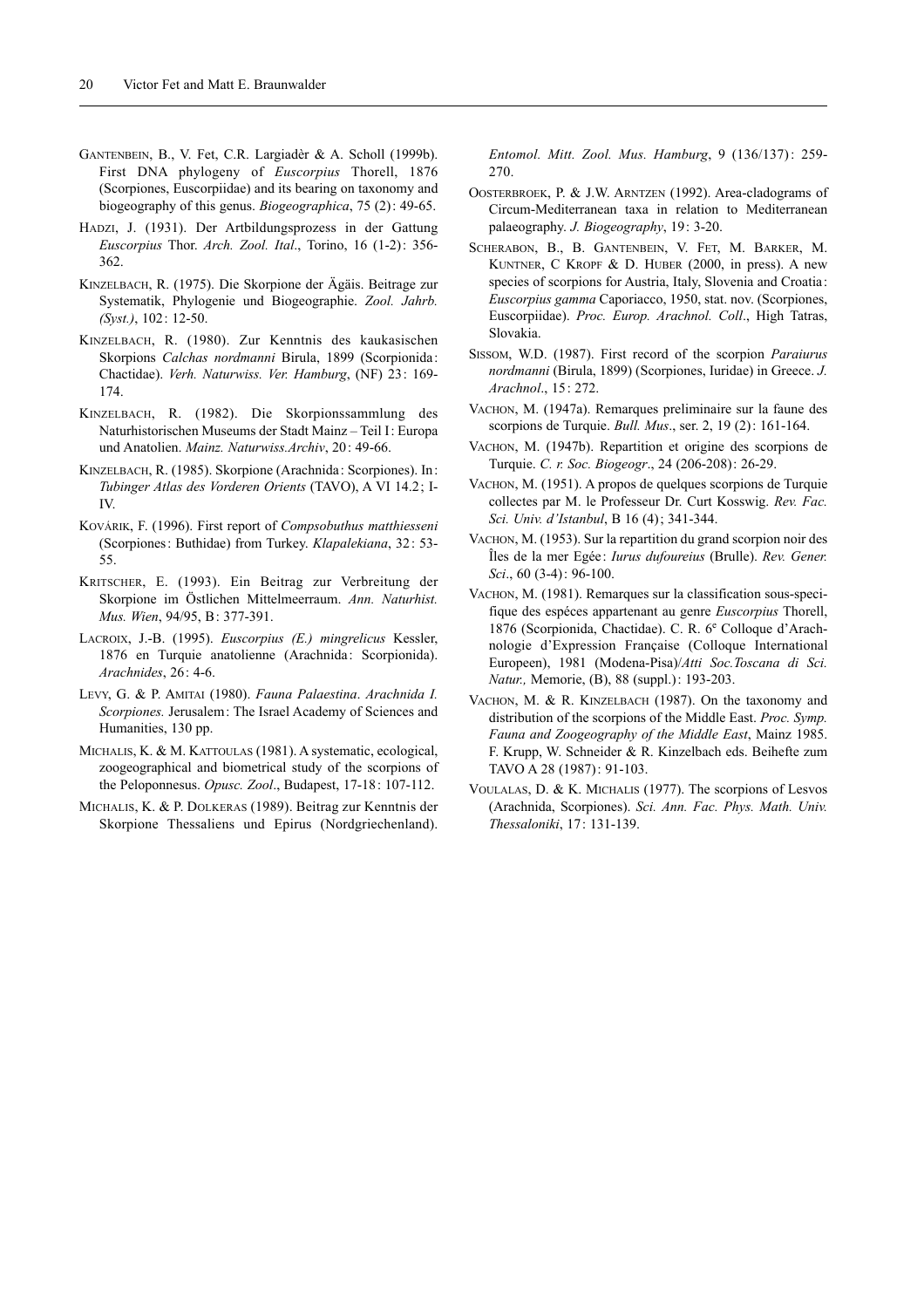GANTENBEIN, B., V. FET, C.R. LARGIADÈR & A. SCHOLL (1999b). First DNA phylogeny of *Euscorpius* Thorell, 1876 (Scorpiones, Euscorpiidae) and its bearing on taxonomy and biogeography of this genus. *Biogeographica*, 75 (2): 49-65.

HADZI, J. (1931). Der Artbildungsprozess in der Gattung *Euscorpius* Thor. *Arch. Zool. Ital*., Torino, 16 (1-2): 356-362.

KINZELBACH, R. (1975). Die Skorpione der Ägäis. Beitrage zur Systematik, Phylogenie und Biogeographie. *Zool. Jahrb. (Syst.)*, 102: 12-50.

KINZELBACH, R. (1980). Zur Kenntnis des kaukasischen Skorpions *Calchas nordmanni* Birula, 1899 (Scorpionida: Chactidae). *Verh. Naturwiss. Ver. Hamburg*, (NF) 23: 169-174.

KINZELBACH, R. (1982). Die Skorpionssammlung des Naturhistorischen Museums der Stadt Mainz – Teil I: Europa und Anatolien. *Mainz. Naturwiss.Archiv*, 20: 49-66.

KINZELBACH, R. (1985). Skorpione (Arachnida: Scorpiones). In: *Tubinger Atlas des Vorderen Orients* (TAVO), A VI 14.2; I-IV.

KOVÁRIK, F. (1996). First report of *Compsobuthus matthiesseni* (Scorpiones: Buthidae) from Turkey. *Klapalekiana*, 32: 53-55.

KRITSCHER, E. (1993). Ein Beitrag zur Verbreitung der Skorpione im Östlichen Mittelmeerraum. *Ann. Naturhist. Mus. Wien*, 94/95, B: 377-391.

LACROIX, J.-B. (1995). *Euscorpius (E.) mingrelicus* Kessler, 1876 en Turquie anatolienne (Arachnida: Scorpionida). *Arachnides*, 26: 4-6.

LEVY, G. & P. AMITAI (1980). *Fauna Palaestina*. *Arachnida I. Scorpiones.* Jerusalem: The Israel Academy of Sciences and Humanities, 130 pp.

MICHALIS, K. & M. KATTOULAS (1981). A systematic, ecological, zoogeographical and biometrical study of the scorpions of the Peloponnesus. *Opusc. Zool*., Budapest, 17-18: 107-112.

MICHALIS, K. & P. DOLKERAS (1989). Beitrag zur Kenntnis der Skorpione Thessaliens und Epirus (Nordgriechenland). *Entomol. Mitt. Zool. Mus. Hamburg*, 9 (136/137): 259-270.

OOSTERBROEK, P. & J.W. ARNTZEN (1992). Area-cladograms of Circum-Mediterranean taxa in relation to Mediterranean palaeography. *J. Biogeography*, 19: 3-20.

SCHERABON, B., B. GANTENBEIN, V. FET, M. BARKER, M. KUNTNER, C KROPF & D. HUBER (2000, in press). A new species of scorpions for Austria, Italy, Slovenia and Croatia: *Euscorpius gamma* Caporiacco, 1950, stat. nov. (Scorpiones, Euscorpiidae). *Proc. Europ. Arachnol. Coll*., High Tatras, Slovakia.

SISSOM, W.D. (1987). First record of the scorpion *Paraiurus nordmanni* (Birula, 1899) (Scorpiones, Iuridae) in Greece. *J. Arachnol*., 15: 272.

VACHON, M. (1947a). Remarques preliminaire sur la faune des scorpions de Turquie. *Bull. Mus*., ser. 2, 19 (2): 161-164.

VACHON, M. (1947b). Repartition et origine des scorpions de Turquie. *C. r. Soc. Biogeogr*., 24 (206-208): 26-29.

VACHON, M. (1951). A propos de quelques scorpions de Turquie collectes par M. le Professeur Dr. Curt Kosswig. *Rev. Fac. Sci. Univ. d'Istanbul*, B 16 (4); 341-344.

VACHON, M. (1953). Sur la repartition du grand scorpion noir des Îles de la mer Egée: *Iurus dufoureius* (Brulle). *Rev. Gener. Sci*., 60 (3-4): 96-100.

VACHON, M. (1981). Remarques sur la classification sous-specifique des espéces appartenant au genre *Euscorpius* Thorell, 1876 (Scorpionida, Chactidae). C. R. 6[e] Colloque d'Arachnologie d'Expression Française (Colloque International Europeen), 1981 (Modena-Pisa)/*Atti Soc.Toscana di Sci. Natur.,* Memorie, (B), 88 (suppl.): 193-203.

VACHON, M. & R. KINZELBACH (1987). On the taxonomy and distribution of the scorpions of the Middle East. *Proc. Symp. Fauna and Zoogeography of the Middle East*, Mainz 1985. F. Krupp, W. Schneider & R. Kinzelbach eds. Beihefte zum TAVO A 28 (1987): 91-103.

VOULALAS, D. & K. MICHALIS (1977). The scorpions of Lesvos (Arachnida, Scorpiones). *Sci. Ann. Fac. Phys. Math. Univ. Thessaloniki*, 17: 131-139.